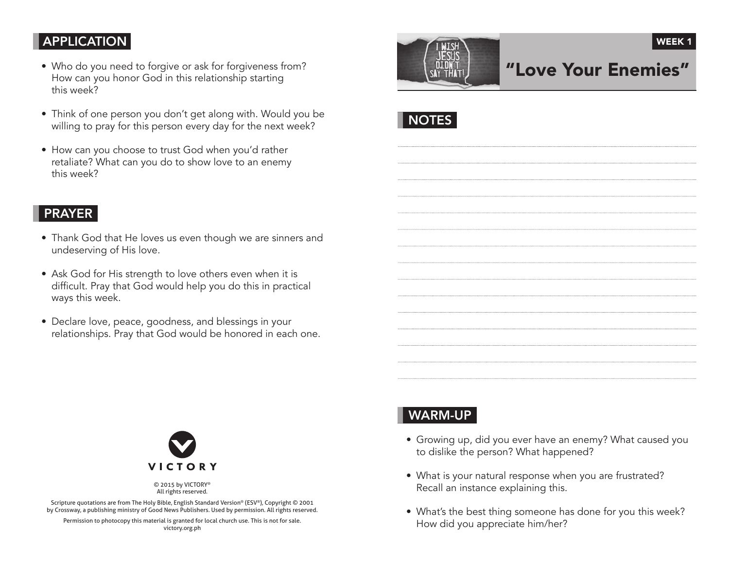## APPLICATION

- Who do you need to forgive or ask for forgiveness from? How can you honor God in this relationship starting this week?
- Think of one person you don't get along with. Would you be willing to pray for this person every day for the next week?
- How can you choose to trust God when you'd rather retaliate? What can you do to show love to an enemy this week?

## PRAYER

- Thank God that He loves us even though we are sinners and undeserving of His love.
- Ask God for His strength to love others even when it is difficult. Pray that God would help you do this in practical ways this week.
- Declare love, peace, goodness, and blessings in your relationships. Pray that God would be honored in each one.

VICTORY

© 2015 by VICTORY®
All rights reserved.

Scripture quotations are from The Holy Bible, English Standard Version® (ESV®), Copyright © 2001 by Crossway, a publishing ministry of Good News Publishers. Used by permission. All rights reserved.

Permission to photocopy this material is granted for local church use. This is not for sale.
victory.org.ph

I WISH JESUS DIDN'T SAY THAT!

WEEK 1

# "Love Your Enemies"

## NOTES

## WARM-UP

- Growing up, did you ever have an enemy? What caused you to dislike the person? What happened?
- What is your natural response when you are frustrated? Recall an instance explaining this.
- What's the best thing someone has done for you this week? How did you appreciate him/her?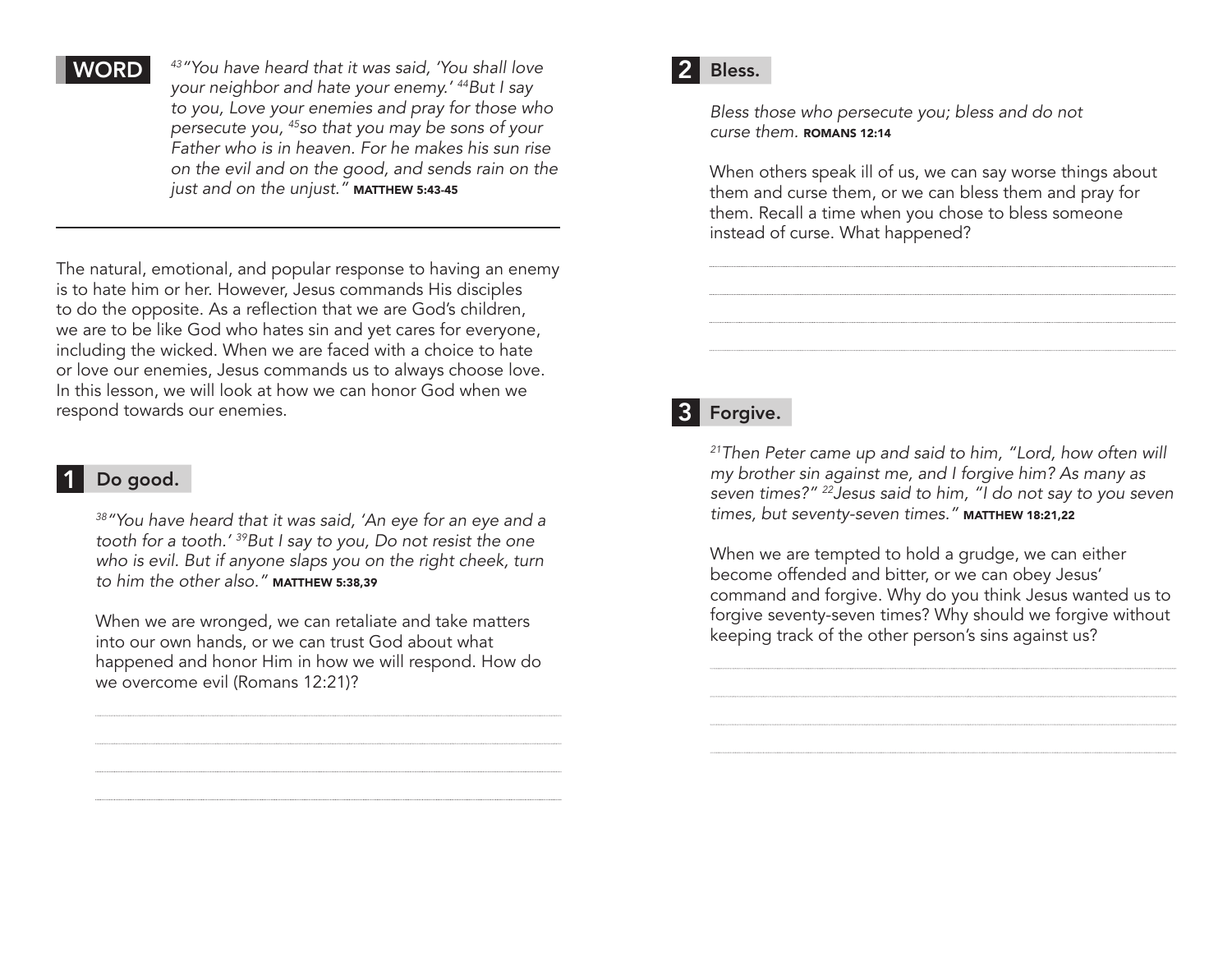**WORD**

*[43]"You have heard that it was said, 'You shall love your neighbor and hate your enemy.' [44]But I say to you, Love your enemies and pray for those who persecute you, [45]so that you may be sons of your Father who is in heaven. For he makes his sun rise on the evil and on the good, and sends rain on the just and on the unjust."* **MATTHEW 5:43-45**

---

The natural, emotional, and popular response to having an enemy is to hate him or her. However, Jesus commands His disciples to do the opposite. As a reflection that we are God's children, we are to be like God who hates sin and yet cares for everyone, including the wicked. When we are faced with a choice to hate or love our enemies, Jesus commands us to always choose love. In this lesson, we will look at how we can honor God when we respond towards our enemies.

## 1 Do good.

*[38]"You have heard that it was said, 'An eye for an eye and a tooth for a tooth.' [39]But I say to you, Do not resist the one who is evil. But if anyone slaps you on the right cheek, turn to him the other also."* **MATTHEW 5:38,39**

When we are wronged, we can retaliate and take matters into our own hands, or we can trust God about what happened and honor Him in how we will respond. How do we overcome evil (Romans 12:21)?

## 2 Bless.

*Bless those who persecute you; bless and do not curse them.* **ROMANS 12:14**

When others speak ill of us, we can say worse things about them and curse them, or we can bless them and pray for them. Recall a time when you chose to bless someone instead of curse. What happened?

## 3 Forgive.

*[21]Then Peter came up and said to him, "Lord, how often will my brother sin against me, and I forgive him? As many as seven times?" [22]Jesus said to him, "I do not say to you seven times, but seventy-seven times."* **MATTHEW 18:21,22**

When we are tempted to hold a grudge, we can either become offended and bitter, or we can obey Jesus' command and forgive. Why do you think Jesus wanted us to forgive seventy-seven times? Why should we forgive without keeping track of the other person's sins against us?